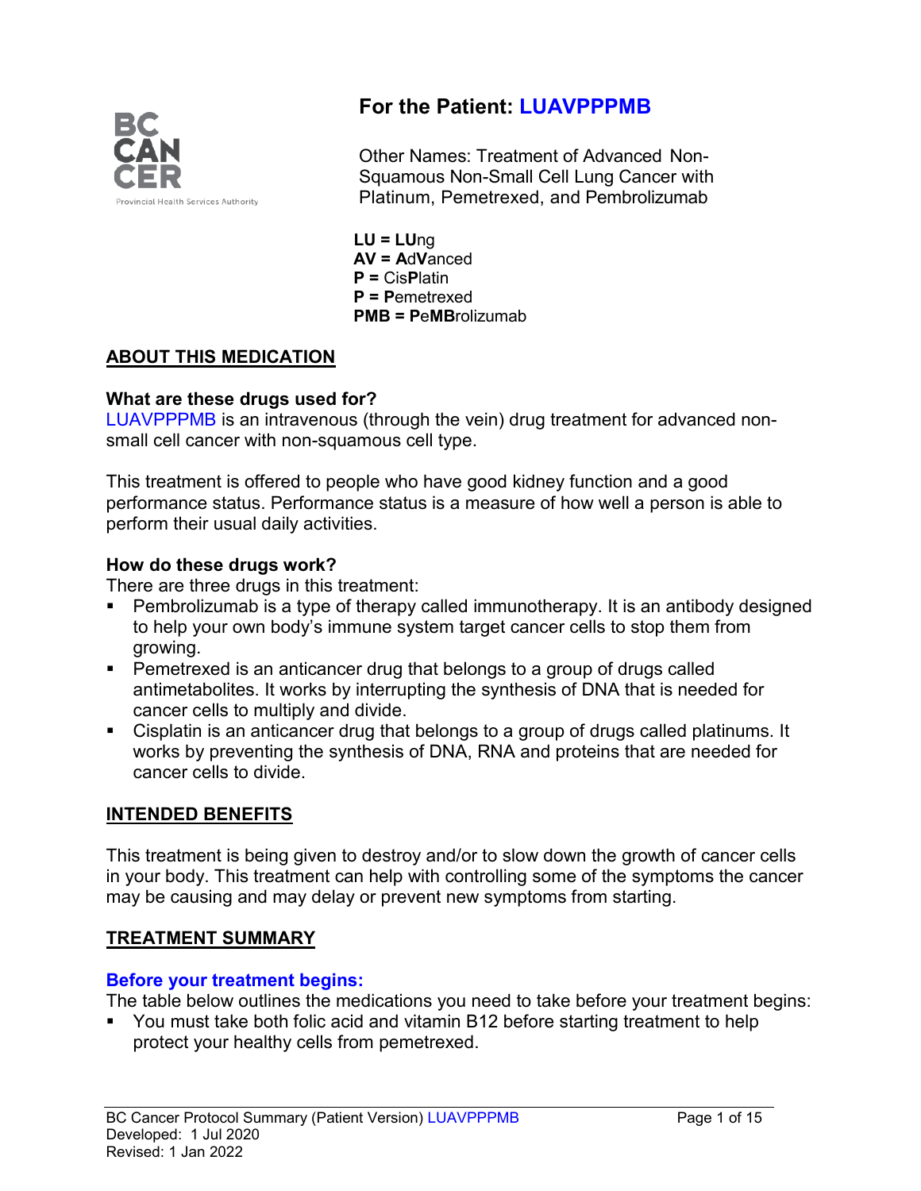# For the Patient: LUAVPPPMB

Other Names: Treatment of Advanced Non-Squamous Non-Small Cell Lung Cancer with Platinum, Pemetrexed, and Pembrolizumab

**LU = LU**ng
**AV = A**d**V**anced
**P =** Cis**P**latin
**P = P**emetrexed
**PMB = P**e**MB**rolizumab

## ABOUT THIS MEDICATION

### What are these drugs used for?

LUAVPPPMB is an intravenous (through the vein) drug treatment for advanced non-small cell cancer with non-squamous cell type.

This treatment is offered to people who have good kidney function and a good performance status. Performance status is a measure of how well a person is able to perform their usual daily activities.

### How do these drugs work?

There are three drugs in this treatment:

- Pembrolizumab is a type of therapy called immunotherapy. It is an antibody designed to help your own body's immune system target cancer cells to stop them from growing.
- Pemetrexed is an anticancer drug that belongs to a group of drugs called antimetabolites. It works by interrupting the synthesis of DNA that is needed for cancer cells to multiply and divide.
- Cisplatin is an anticancer drug that belongs to a group of drugs called platinums. It works by preventing the synthesis of DNA, RNA and proteins that are needed for cancer cells to divide.

## INTENDED BENEFITS

This treatment is being given to destroy and/or to slow down the growth of cancer cells in your body. This treatment can help with controlling some of the symptoms the cancer may be causing and may delay or prevent new symptoms from starting.

## TREATMENT SUMMARY

### Before your treatment begins:

The table below outlines the medications you need to take before your treatment begins:

- You must take both folic acid and vitamin B12 before starting treatment to help protect your healthy cells from pemetrexed.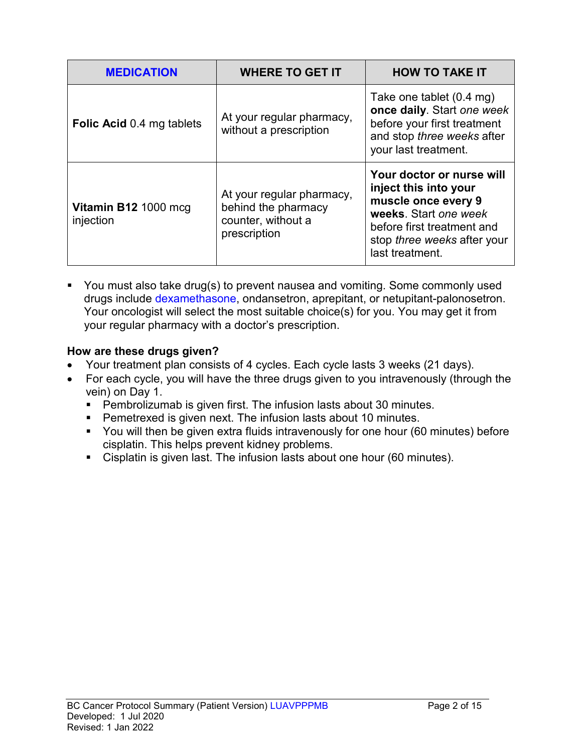| MEDICATION | WHERE TO GET IT | HOW TO TAKE IT |
|---|---|---|
| **Folic Acid** 0.4 mg tablets | At your regular pharmacy, without a prescription | Take one tablet (0.4 mg) **once daily**. Start *one week* before your first treatment and stop *three weeks* after your last treatment. |
| **Vitamin B12** 1000 mcg injection | At your regular pharmacy, behind the pharmacy counter, without a prescription | **Your doctor or nurse will inject this into your muscle once every 9 weeks**. Start *one week* before first treatment and stop *three weeks* after your last treatment. |

- You must also take drug(s) to prevent nausea and vomiting. Some commonly used drugs include dexamethasone, ondansetron, aprepitant, or netupitant-palonosetron. Your oncologist will select the most suitable choice(s) for you. You may get it from your regular pharmacy with a doctor's prescription.

**How are these drugs given?**

- Your treatment plan consists of 4 cycles. Each cycle lasts 3 weeks (21 days).
- For each cycle, you will have the three drugs given to you intravenously (through the vein) on Day 1.
  - Pembrolizumab is given first. The infusion lasts about 30 minutes.
  - Pemetrexed is given next. The infusion lasts about 10 minutes.
  - You will then be given extra fluids intravenously for one hour (60 minutes) before cisplatin. This helps prevent kidney problems.
  - Cisplatin is given last. The infusion lasts about one hour (60 minutes).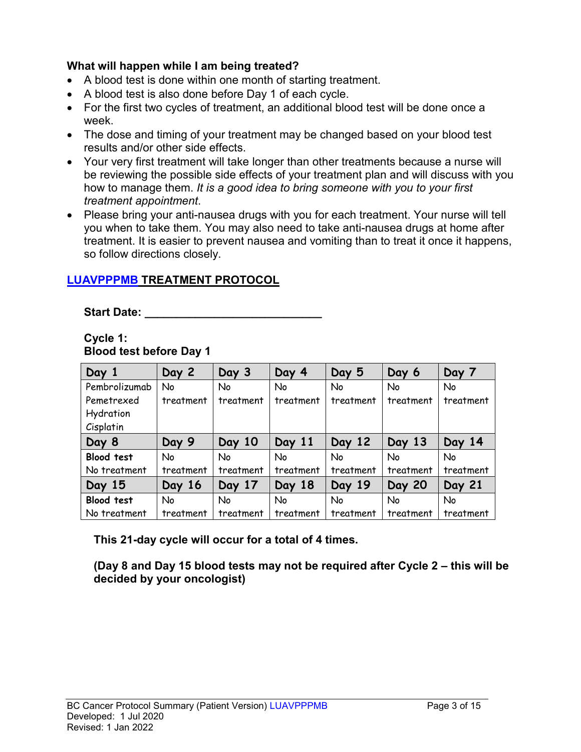**What will happen while I am being treated?**

- A blood test is done within one month of starting treatment.
- A blood test is also done before Day 1 of each cycle.
- For the first two cycles of treatment, an additional blood test will be done once a week.
- The dose and timing of your treatment may be changed based on your blood test results and/or other side effects.
- Your very first treatment will take longer than other treatments because a nurse will be reviewing the possible side effects of your treatment plan and will discuss with you how to manage them. *It is a good idea to bring someone with you to your first treatment appointment*.
- Please bring your anti-nausea drugs with you for each treatment. Your nurse will tell you when to take them. You may also need to take anti-nausea drugs at home after treatment. It is easier to prevent nausea and vomiting than to treat it once it happens, so follow directions closely.

## LUAVPPPMB TREATMENT PROTOCOL

**Start Date: ____________________________**

**Cycle 1:**
**Blood test before Day 1**

| Day 1 | Day 2 | Day 3 | Day 4 | Day 5 | Day 6 | Day 7 |
|---|---|---|---|---|---|---|
| Pembrolizumab Pemetrexed Hydration Cisplatin | No treatment | No treatment | No treatment | No treatment | No treatment | No treatment |
| **Day 8** | **Day 9** | **Day 10** | **Day 11** | **Day 12** | **Day 13** | **Day 14** |
| **Blood test** No treatment | No treatment | No treatment | No treatment | No treatment | No treatment | No treatment |
| **Day 15** | **Day 16** | **Day 17** | **Day 18** | **Day 19** | **Day 20** | **Day 21** |
| **Blood test** No treatment | No treatment | No treatment | No treatment | No treatment | No treatment | No treatment |

**This 21-day cycle will occur for a total of 4 times.**

**(Day 8 and Day 15 blood tests may not be required after Cycle 2 – this will be decided by your oncologist)**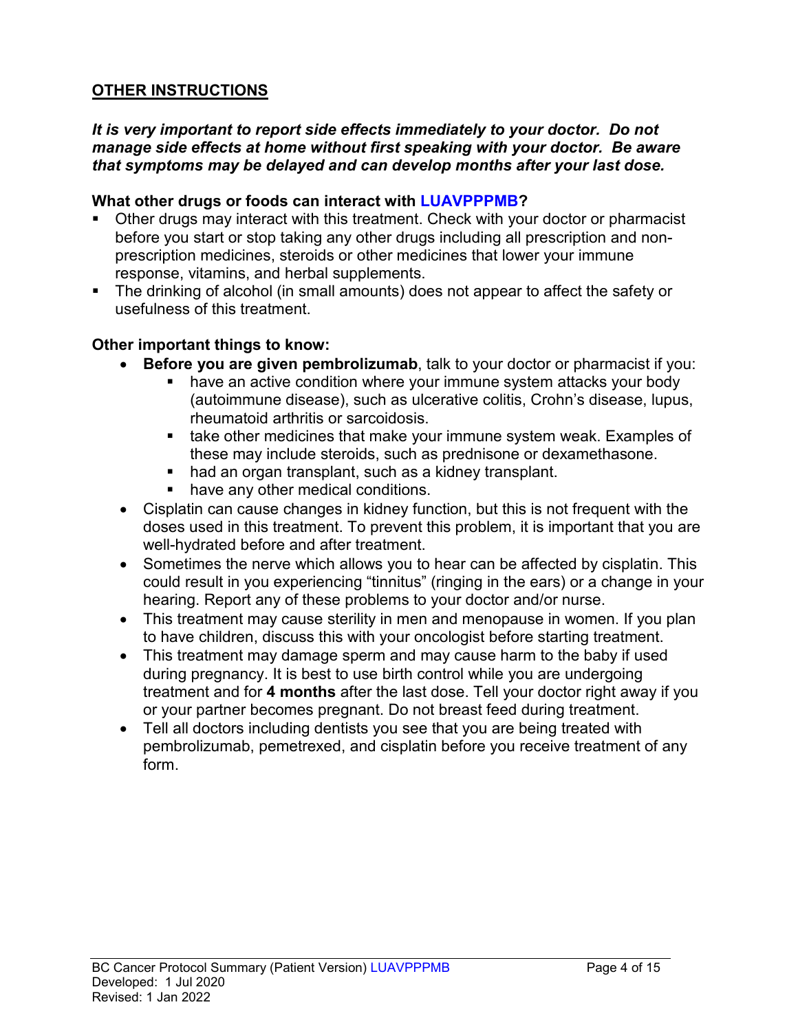## **OTHER INSTRUCTIONS**

***It is very important to report side effects immediately to your doctor. Do not manage side effects at home without first speaking with your doctor. Be aware that symptoms may be delayed and can develop months after your last dose.***

**What other drugs or foods can interact with LUAVPPPMB?**

- Other drugs may interact with this treatment. Check with your doctor or pharmacist before you start or stop taking any other drugs including all prescription and non-prescription medicines, steroids or other medicines that lower your immune response, vitamins, and herbal supplements.
- The drinking of alcohol (in small amounts) does not appear to affect the safety or usefulness of this treatment.

**Other important things to know:**

- **Before you are given pembrolizumab**, talk to your doctor or pharmacist if you:
  - have an active condition where your immune system attacks your body (autoimmune disease), such as ulcerative colitis, Crohn's disease, lupus, rheumatoid arthritis or sarcoidosis.
  - take other medicines that make your immune system weak. Examples of these may include steroids, such as prednisone or dexamethasone.
  - had an organ transplant, such as a kidney transplant.
  - have any other medical conditions.
- Cisplatin can cause changes in kidney function, but this is not frequent with the doses used in this treatment. To prevent this problem, it is important that you are well-hydrated before and after treatment.
- Sometimes the nerve which allows you to hear can be affected by cisplatin. This could result in you experiencing "tinnitus" (ringing in the ears) or a change in your hearing. Report any of these problems to your doctor and/or nurse.
- This treatment may cause sterility in men and menopause in women. If you plan to have children, discuss this with your oncologist before starting treatment.
- This treatment may damage sperm and may cause harm to the baby if used during pregnancy. It is best to use birth control while you are undergoing treatment and for **4 months** after the last dose. Tell your doctor right away if you or your partner becomes pregnant. Do not breast feed during treatment.
- Tell all doctors including dentists you see that you are being treated with pembrolizumab, pemetrexed, and cisplatin before you receive treatment of any form.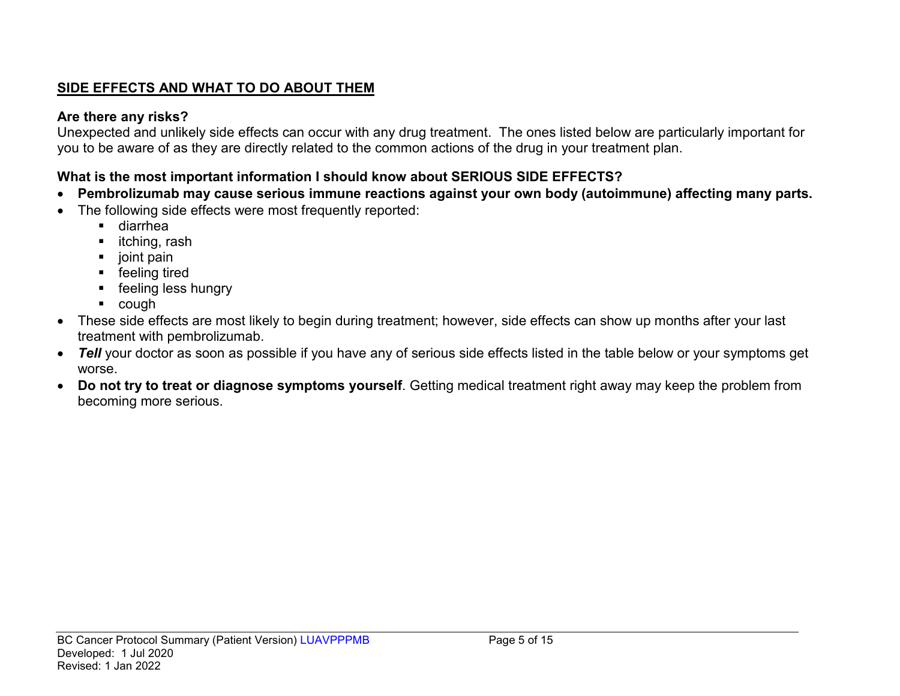## SIDE EFFECTS AND WHAT TO DO ABOUT THEM

**Are there any risks?**

Unexpected and unlikely side effects can occur with any drug treatment. The ones listed below are particularly important for you to be aware of as they are directly related to the common actions of the drug in your treatment plan.

**What is the most important information I should know about SERIOUS SIDE EFFECTS?**

- **Pembrolizumab may cause serious immune reactions against your own body (autoimmune) affecting many parts.**
- The following side effects were most frequently reported:
  - diarrhea
  - itching, rash
  - joint pain
  - feeling tired
  - feeling less hungry
  - cough
- These side effects are most likely to begin during treatment; however, side effects can show up months after your last treatment with pembrolizumab.
- ***Tell*** your doctor as soon as possible if you have any of serious side effects listed in the table below or your symptoms get worse.
- **Do not try to treat or diagnose symptoms yourself**. Getting medical treatment right away may keep the problem from becoming more serious.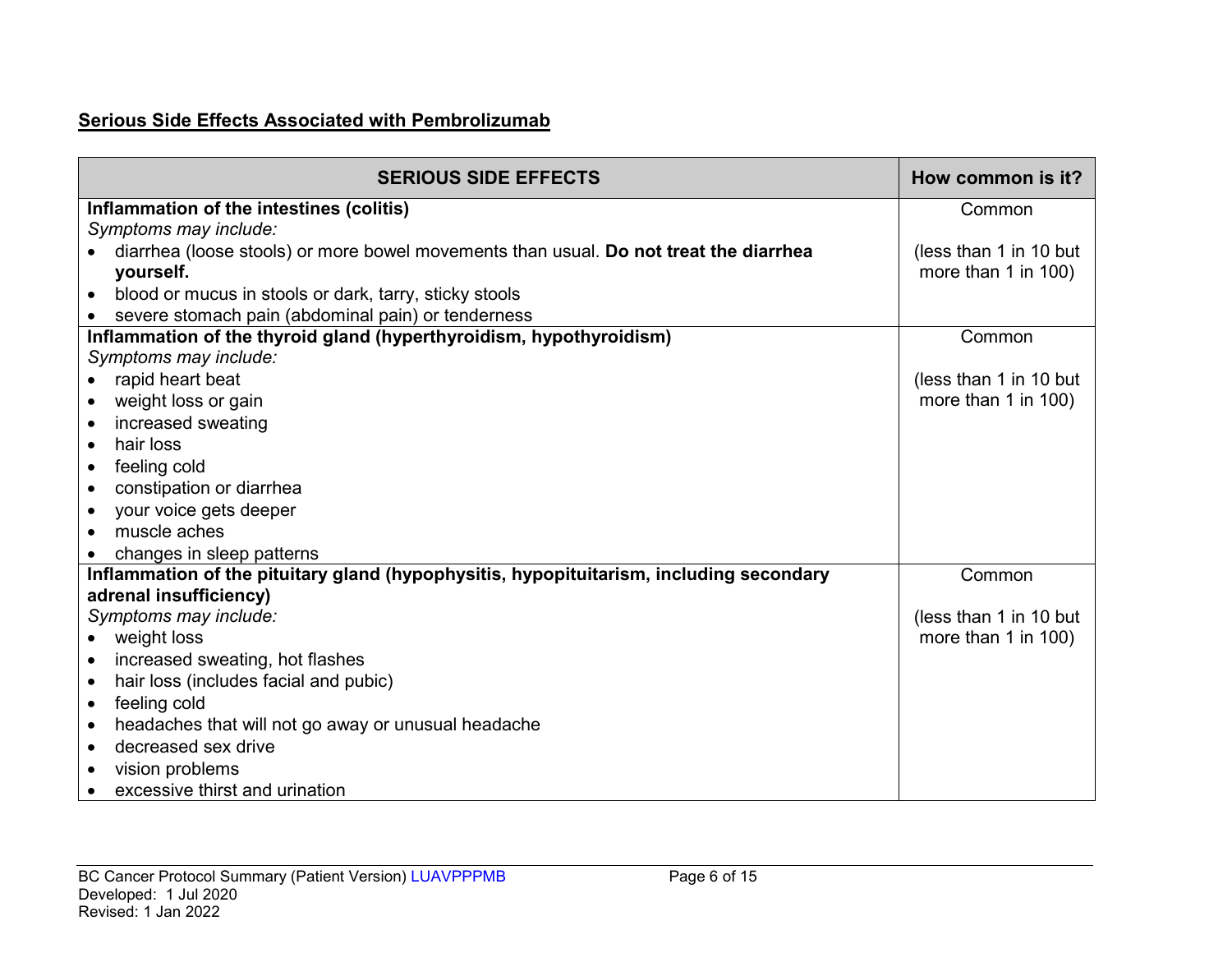## Serious Side Effects Associated with Pembrolizumab

| SERIOUS SIDE EFFECTS | How common is it? |
|---|---|
| **Inflammation of the intestines (colitis)**<br>*Symptoms may include:*<br>• diarrhea (loose stools) or more bowel movements than usual. **Do not treat the diarrhea yourself.**<br>• blood or mucus in stools or dark, tarry, sticky stools<br>• severe stomach pain (abdominal pain) or tenderness | Common<br><br>(less than 1 in 10 but more than 1 in 100) |
| **Inflammation of the thyroid gland (hyperthyroidism, hypothyroidism)**<br>*Symptoms may include:*<br>• rapid heart beat<br>• weight loss or gain<br>• increased sweating<br>• hair loss<br>• feeling cold<br>• constipation or diarrhea<br>• your voice gets deeper<br>• muscle aches<br>• changes in sleep patterns | Common<br><br>(less than 1 in 10 but more than 1 in 100) |
| **Inflammation of the pituitary gland (hypophysitis, hypopituitarism, including secondary adrenal insufficiency)**<br>*Symptoms may include:*<br>• weight loss<br>• increased sweating, hot flashes<br>• hair loss (includes facial and pubic)<br>• feeling cold<br>• headaches that will not go away or unusual headache<br>• decreased sex drive<br>• vision problems<br>• excessive thirst and urination | Common<br><br>(less than 1 in 10 but more than 1 in 100) |

BC Cancer Protocol Summary (Patient Version) LUAVPPPMB
Developed: 1 Jul 2020
Revised: 1 Jan 2022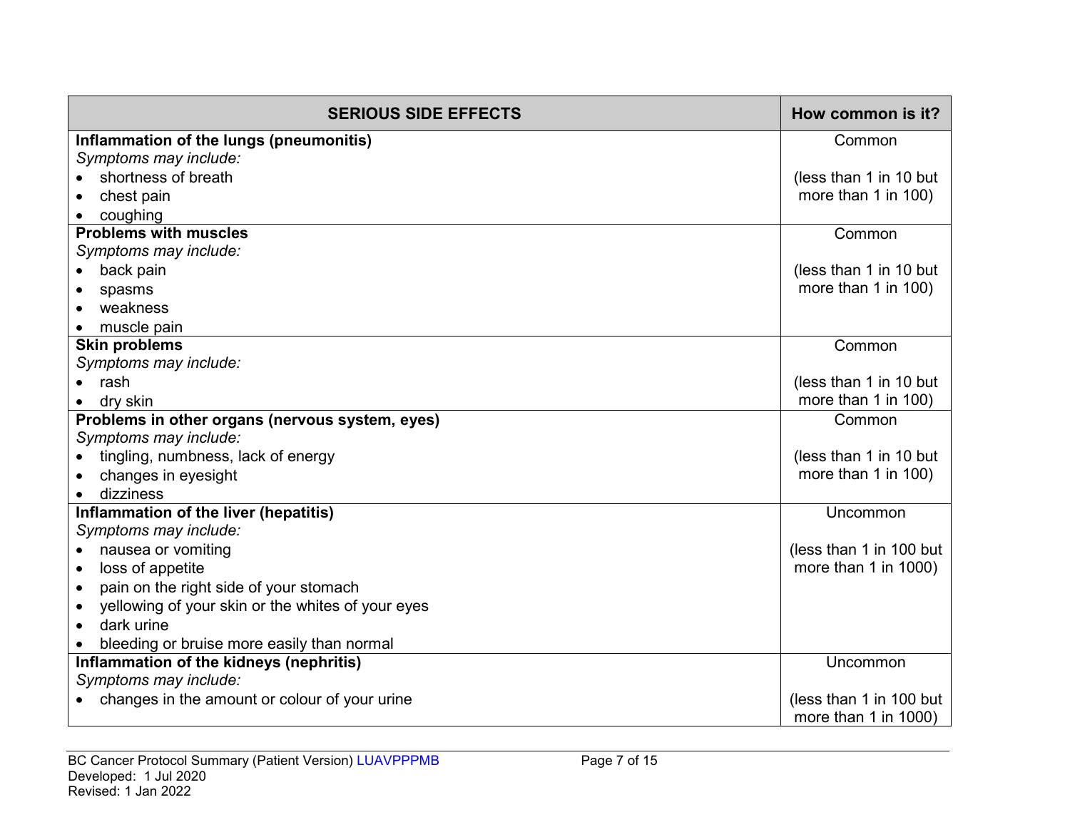| SERIOUS SIDE EFFECTS | How common is it? |
|---|---|
| **Inflammation of the lungs (pneumonitis)**<br>*Symptoms may include:*<br>• shortness of breath<br>• chest pain<br>• coughing | Common<br><br>(less than 1 in 10 but more than 1 in 100) |
| **Problems with muscles**<br>*Symptoms may include:*<br>• back pain<br>• spasms<br>• weakness<br>• muscle pain | Common<br><br>(less than 1 in 10 but more than 1 in 100) |
| **Skin problems**<br>*Symptoms may include:*<br>• rash<br>• dry skin | Common<br><br>(less than 1 in 10 but more than 1 in 100) |
| **Problems in other organs (nervous system, eyes)**<br>*Symptoms may include:*<br>• tingling, numbness, lack of energy<br>• changes in eyesight<br>• dizziness | Common<br><br>(less than 1 in 10 but more than 1 in 100) |
| **Inflammation of the liver (hepatitis)**<br>*Symptoms may include:*<br>• nausea or vomiting<br>• loss of appetite<br>• pain on the right side of your stomach<br>• yellowing of your skin or the whites of your eyes<br>• dark urine<br>• bleeding or bruise more easily than normal | Uncommon<br><br>(less than 1 in 100 but more than 1 in 1000) |
| **Inflammation of the kidneys (nephritis)**<br>*Symptoms may include:*<br>• changes in the amount or colour of your urine | Uncommon<br><br>(less than 1 in 100 but more than 1 in 1000) |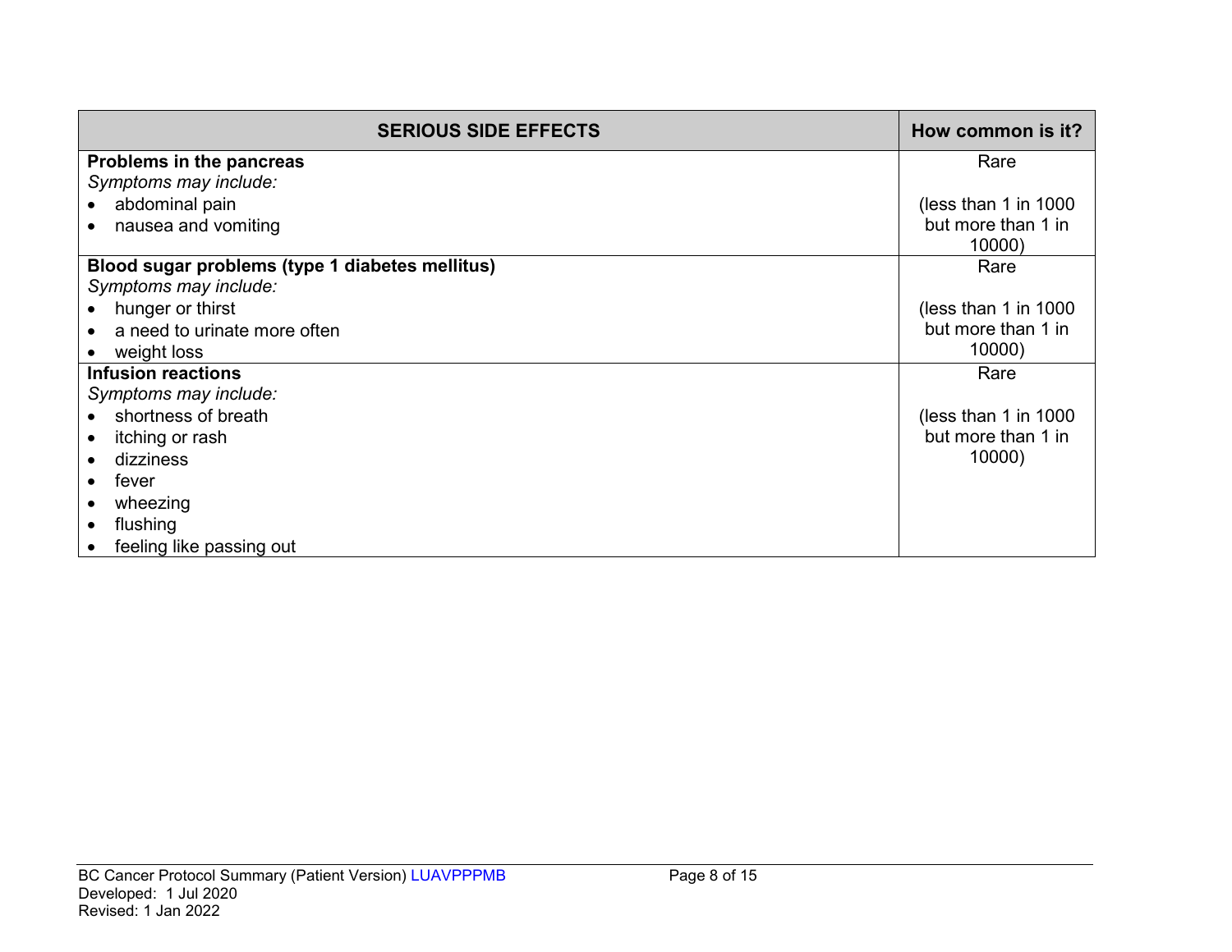| SERIOUS SIDE EFFECTS | How common is it? |
|---|---|
| **Problems in the pancreas**<br>*Symptoms may include:*<br>• abdominal pain<br>• nausea and vomiting | Rare<br><br>(less than 1 in 1000 but more than 1 in 10000) |
| **Blood sugar problems (type 1 diabetes mellitus)**<br>*Symptoms may include:*<br>• hunger or thirst<br>• a need to urinate more often<br>• weight loss | Rare<br><br>(less than 1 in 1000 but more than 1 in 10000) |
| **Infusion reactions**<br>*Symptoms may include:*<br>• shortness of breath<br>• itching or rash<br>• dizziness<br>• fever<br>• wheezing<br>• flushing<br>• feeling like passing out | Rare<br><br>(less than 1 in 1000 but more than 1 in 10000) |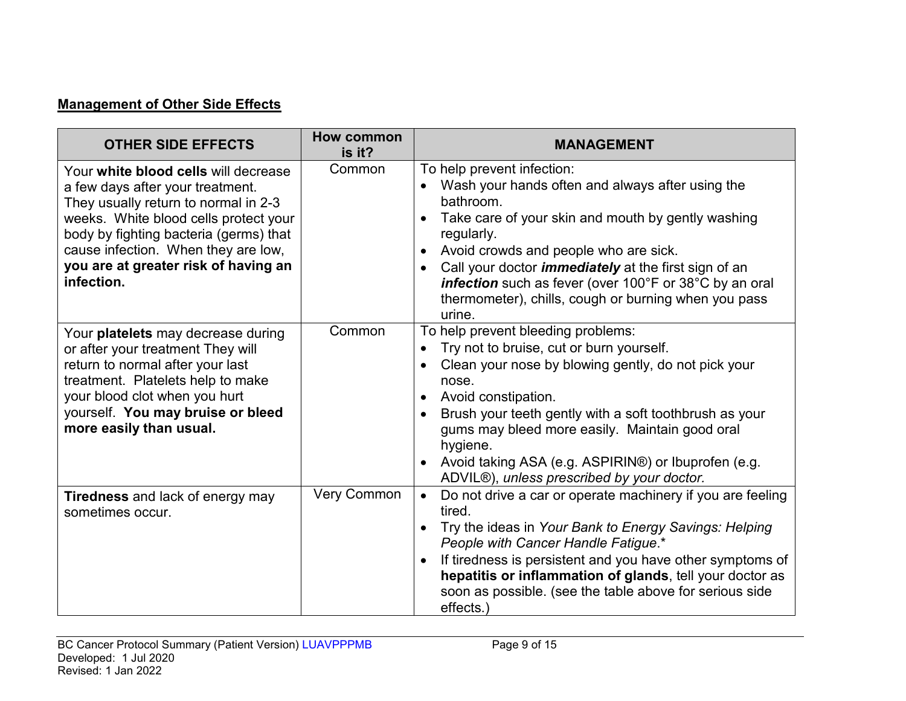**Management of Other Side Effects**

| OTHER SIDE EFFECTS | How common is it? | MANAGEMENT |
|---|---|---|
| Your **white blood cells** will decrease a few days after your treatment. They usually return to normal in 2-3 weeks. White blood cells protect your body by fighting bacteria (germs) that cause infection. When they are low, **you are at greater risk of having an infection.** | Common | To help prevent infection:<br>• Wash your hands often and always after using the bathroom.<br>• Take care of your skin and mouth by gently washing regularly.<br>• Avoid crowds and people who are sick.<br>• Call your doctor ***immediately*** at the first sign of an ***infection*** such as fever (over 100°F or 38°C by an oral thermometer), chills, cough or burning when you pass urine. |
| Your **platelets** may decrease during or after your treatment They will return to normal after your last treatment. Platelets help to make your blood clot when you hurt yourself. **You may bruise or bleed more easily than usual.** | Common | To help prevent bleeding problems:<br>• Try not to bruise, cut or burn yourself.<br>• Clean your nose by blowing gently, do not pick your nose.<br>• Avoid constipation.<br>• Brush your teeth gently with a soft toothbrush as your gums may bleed more easily. Maintain good oral hygiene.<br>• Avoid taking ASA (e.g. ASPIRIN®) or Ibuprofen (e.g. ADVIL®), *unless prescribed by your doctor.* |
| **Tiredness** and lack of energy may sometimes occur. | Very Common | • Do not drive a car or operate machinery if you are feeling tired.<br>• Try the ideas in *Your Bank to Energy Savings: Helping People with Cancer Handle Fatigue*.*<br>• If tiredness is persistent and you have other symptoms of **hepatitis or inflammation of glands**, tell your doctor as soon as possible. (see the table above for serious side effects.) |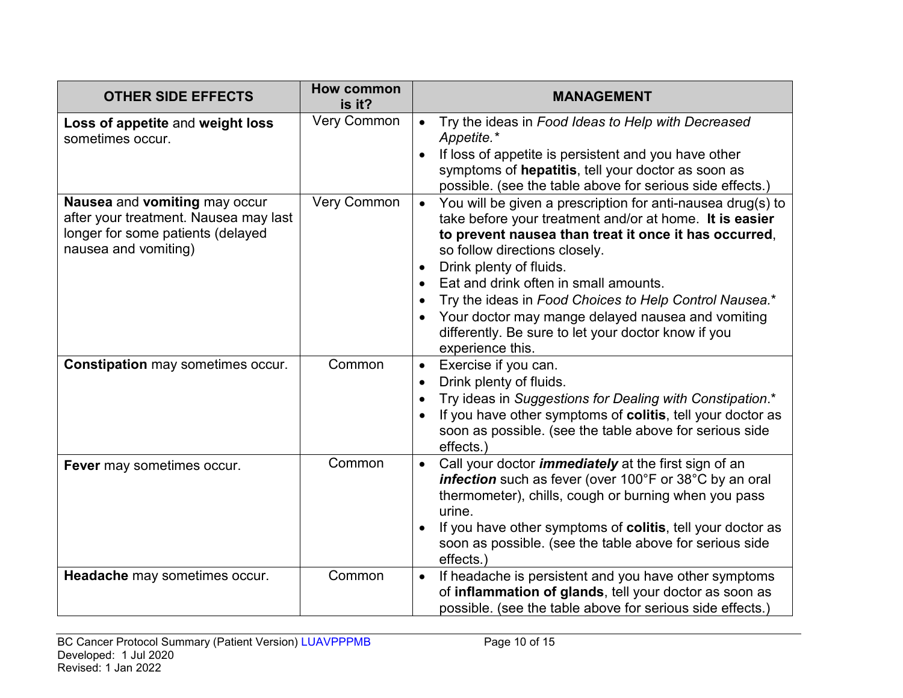| OTHER SIDE EFFECTS | How common is it? | MANAGEMENT |
|---|---|---|
| **Loss of appetite** and **weight loss** sometimes occur. | Very Common | • Try the ideas in *Food Ideas to Help with Decreased Appetite.** <br>• If loss of appetite is persistent and you have other symptoms of **hepatitis**, tell your doctor as soon as possible. (see the table above for serious side effects.) |
| **Nausea** and **vomiting** may occur after your treatment. Nausea may last longer for some patients (delayed nausea and vomiting) | Very Common | • You will be given a prescription for anti-nausea drug(s) to take before your treatment and/or at home. **It is easier to prevent nausea than treat it once it has occurred**, so follow directions closely. <br>• Drink plenty of fluids. <br>• Eat and drink often in small amounts. <br>• Try the ideas in *Food Choices to Help Control Nausea.** <br>• Your doctor may mange delayed nausea and vomiting differently. Be sure to let your doctor know if you experience this. |
| **Constipation** may sometimes occur. | Common | • Exercise if you can. <br>• Drink plenty of fluids. <br>• Try ideas in *Suggestions for Dealing with Constipation*.* <br>• If you have other symptoms of **colitis**, tell your doctor as soon as possible. (see the table above for serious side effects.) |
| **Fever** may sometimes occur. | Common | • Call your doctor ***immediately*** at the first sign of an ***infection*** such as fever (over 100°F or 38°C by an oral thermometer), chills, cough or burning when you pass urine. <br>• If you have other symptoms of **colitis**, tell your doctor as soon as possible. (see the table above for serious side effects.) |
| **Headache** may sometimes occur. | Common | • If headache is persistent and you have other symptoms of **inflammation of glands**, tell your doctor as soon as possible. (see the table above for serious side effects.) |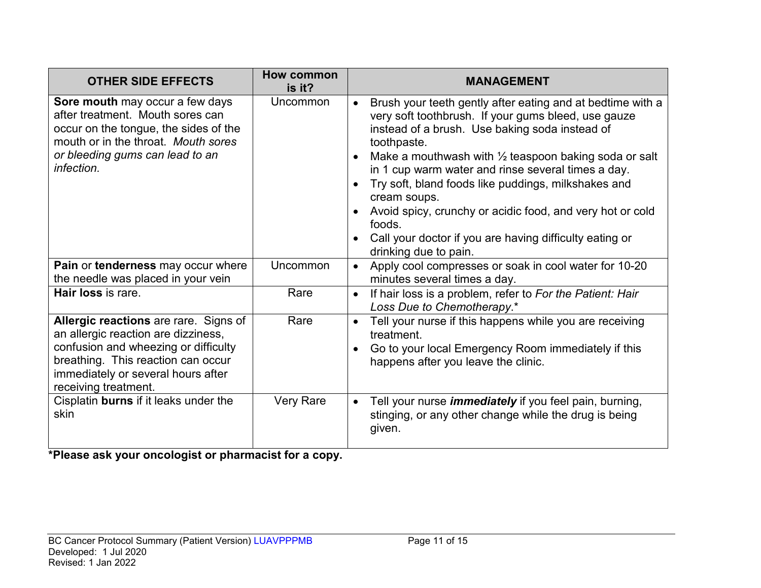| OTHER SIDE EFFECTS | How common is it? | MANAGEMENT |
|---|---|---|
| **Sore mouth** may occur a few days after treatment. Mouth sores can occur on the tongue, the sides of the mouth or in the throat. *Mouth sores or bleeding gums can lead to an infection.* | Uncommon | • Brush your teeth gently after eating and at bedtime with a very soft toothbrush. If your gums bleed, use gauze instead of a brush. Use baking soda instead of toothpaste.<br>• Make a mouthwash with ½ teaspoon baking soda or salt in 1 cup warm water and rinse several times a day.<br>• Try soft, bland foods like puddings, milkshakes and cream soups.<br>• Avoid spicy, crunchy or acidic food, and very hot or cold foods.<br>• Call your doctor if you are having difficulty eating or drinking due to pain. |
| **Pain** or **tenderness** may occur where the needle was placed in your vein | Uncommon | • Apply cool compresses or soak in cool water for 10-20 minutes several times a day. |
| **Hair loss** is rare. | Rare | • If hair loss is a problem, refer to *For the Patient: Hair Loss Due to Chemotherapy*.* |
| **Allergic reactions** are rare. Signs of an allergic reaction are dizziness, confusion and wheezing or difficulty breathing. This reaction can occur immediately or several hours after receiving treatment. | Rare | • Tell your nurse if this happens while you are receiving treatment.<br>• Go to your local Emergency Room immediately if this happens after you leave the clinic. |
| Cisplatin **burns** if it leaks under the skin | Very Rare | • Tell your nurse ***immediately*** if you feel pain, burning, stinging, or any other change while the drug is being given. |

**\*Please ask your oncologist or pharmacist for a copy.**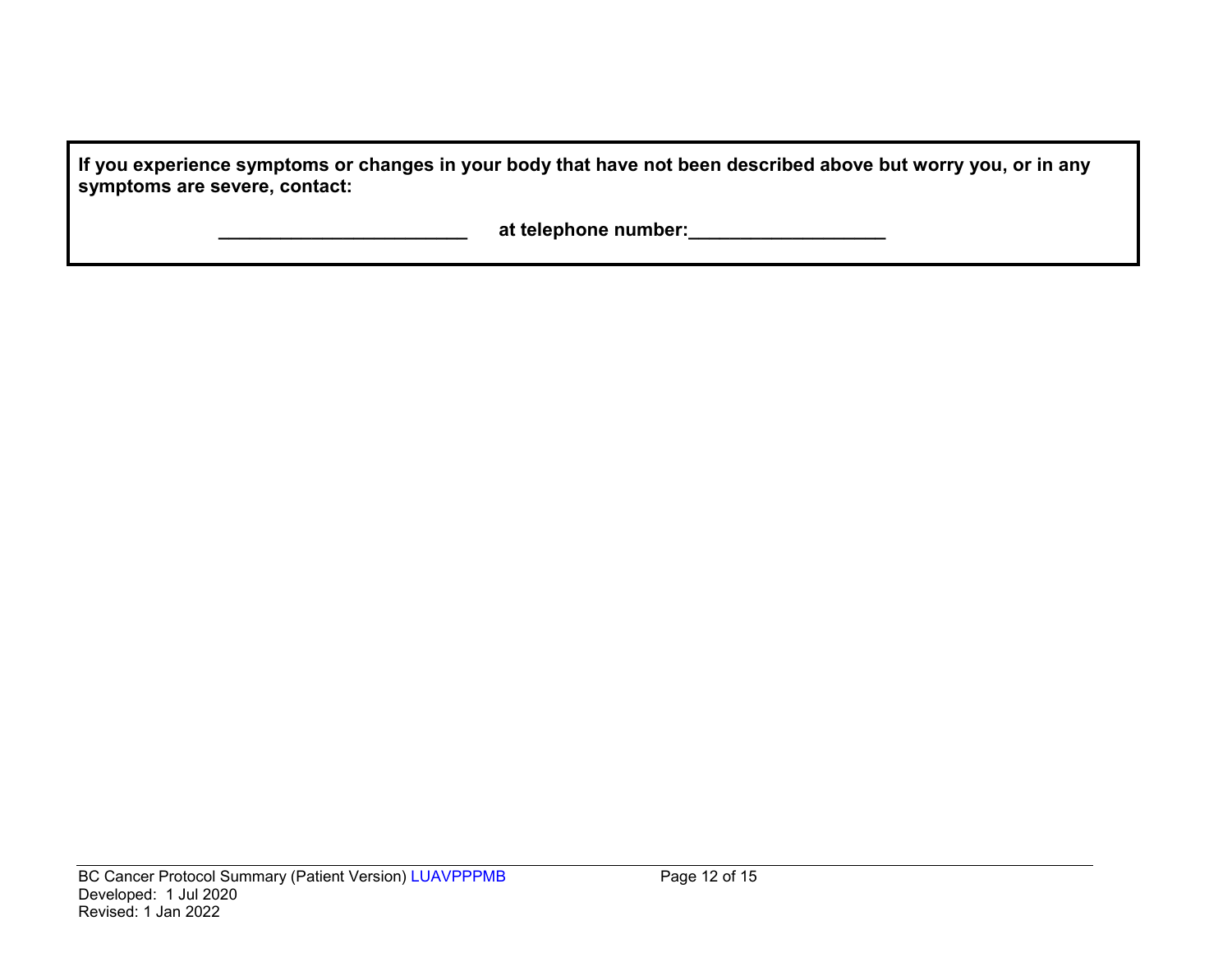**If you experience symptoms or changes in your body that have not been described above but worry you, or in any symptoms are severe, contact:**

**________________________ at telephone number:___________________**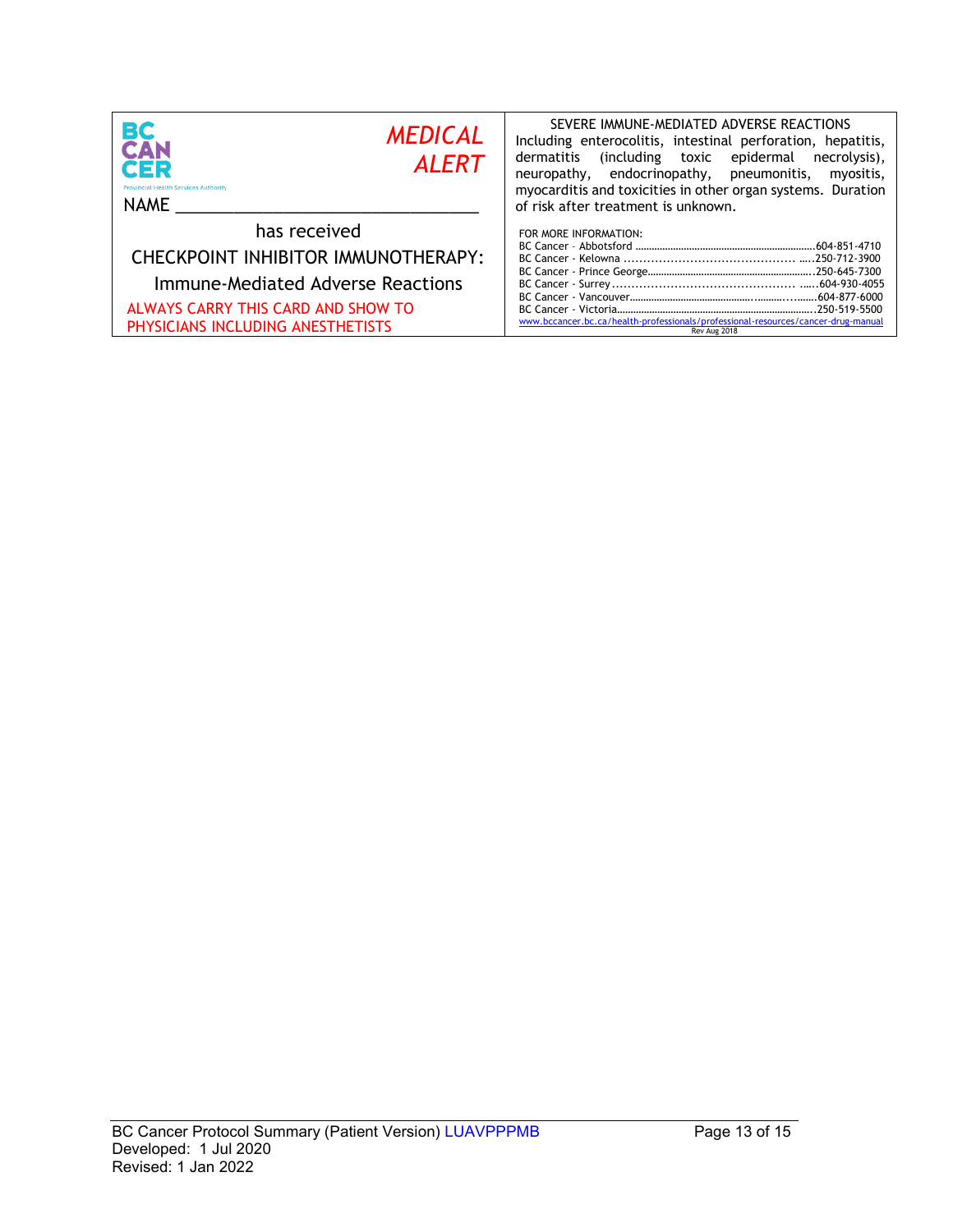BC CANCER
Provincial Health Services Authority

*MEDICAL ALERT*

NAME ________________________________

has received

CHECKPOINT INHIBITOR IMMUNOTHERAPY:

Immune-Mediated Adverse Reactions

ALWAYS CARRY THIS CARD AND SHOW TO PHYSICIANS INCLUDING ANESTHETISTS

SEVERE IMMUNE-MEDIATED ADVERSE REACTIONS

Including enterocolitis, intestinal perforation, hepatitis, dermatitis (including toxic epidermal necrolysis), neuropathy, endocrinopathy, pneumonitis, myositis, myocarditis and toxicities in other organ systems. Duration of risk after treatment is unknown.

FOR MORE INFORMATION:

BC Cancer – Abbotsford ........................................604-851-4710
BC Cancer - Kelowna ........................................250-712-3900
BC Cancer - Prince George........................................250-645-7300
BC Cancer - Surrey........................................604-930-4055
BC Cancer - Vancouver........................................604-877-6000
BC Cancer - Victoria........................................250-519-5500

www.bccancer.bc.ca/health-professionals/professional-resources/cancer-drug-manual

Rev Aug 2018

BC Cancer Protocol Summary (Patient Version) LUAVPPPMB
Developed: 1 Jul 2020
Revised: 1 Jan 2022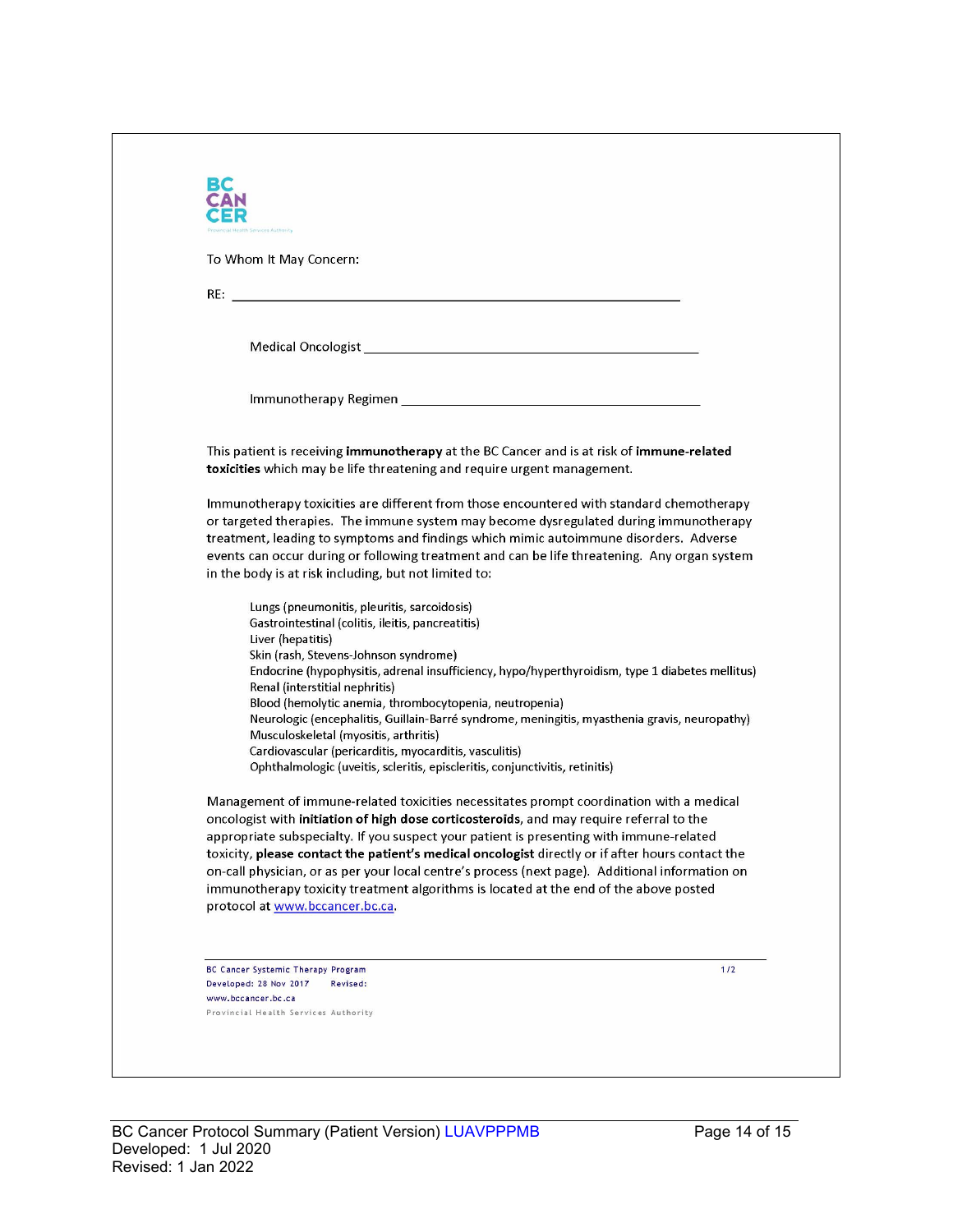BC CANCER

Provincial Health Services Authority

To Whom It May Concern:

RE: ___________________________________________________________

Medical Oncologist ______________________________________________

Immunotherapy Regimen ___________________________________________

This patient is receiving **immunotherapy** at the BC Cancer and is at risk of **immune-related toxicities** which may be life threatening and require urgent management.

Immunotherapy toxicities are different from those encountered with standard chemotherapy or targeted therapies. The immune system may become dysregulated during immunotherapy treatment, leading to symptoms and findings which mimic autoimmune disorders. Adverse events can occur during or following treatment and can be life threatening. Any organ system in the body is at risk including, but not limited to:

- Lungs (pneumonitis, pleuritis, sarcoidosis)
- Gastrointestinal (colitis, ileitis, pancreatitis)
- Liver (hepatitis)
- Skin (rash, Stevens-Johnson syndrome)
- Endocrine (hypophysitis, adrenal insufficiency, hypo/hyperthyroidism, type 1 diabetes mellitus)
- Renal (interstitial nephritis)
- Blood (hemolytic anemia, thrombocytopenia, neutropenia)
- Neurologic (encephalitis, Guillain-Barré syndrome, meningitis, myasthenia gravis, neuropathy)
- Musculoskeletal (myositis, arthritis)
- Cardiovascular (pericarditis, myocarditis, vasculitis)
- Ophthalmologic (uveitis, scleritis, episcleritis, conjunctivitis, retinitis)

Management of immune-related toxicities necessitates prompt coordination with a medical oncologist with **initiation of high dose corticosteroids**, and may require referral to the appropriate subspecialty. If you suspect your patient is presenting with immune-related toxicity, **please contact the patient's medical oncologist** directly or if after hours contact the on-call physician, or as per your local centre's process (next page). Additional information on immunotherapy toxicity treatment algorithms is located at the end of the above posted protocol at www.bccancer.bc.ca.

BC Cancer Systemic Therapy Program
Developed: 28 Nov 2017 Revised:
www.bccancer.bc.ca
Provincial Health Services Authority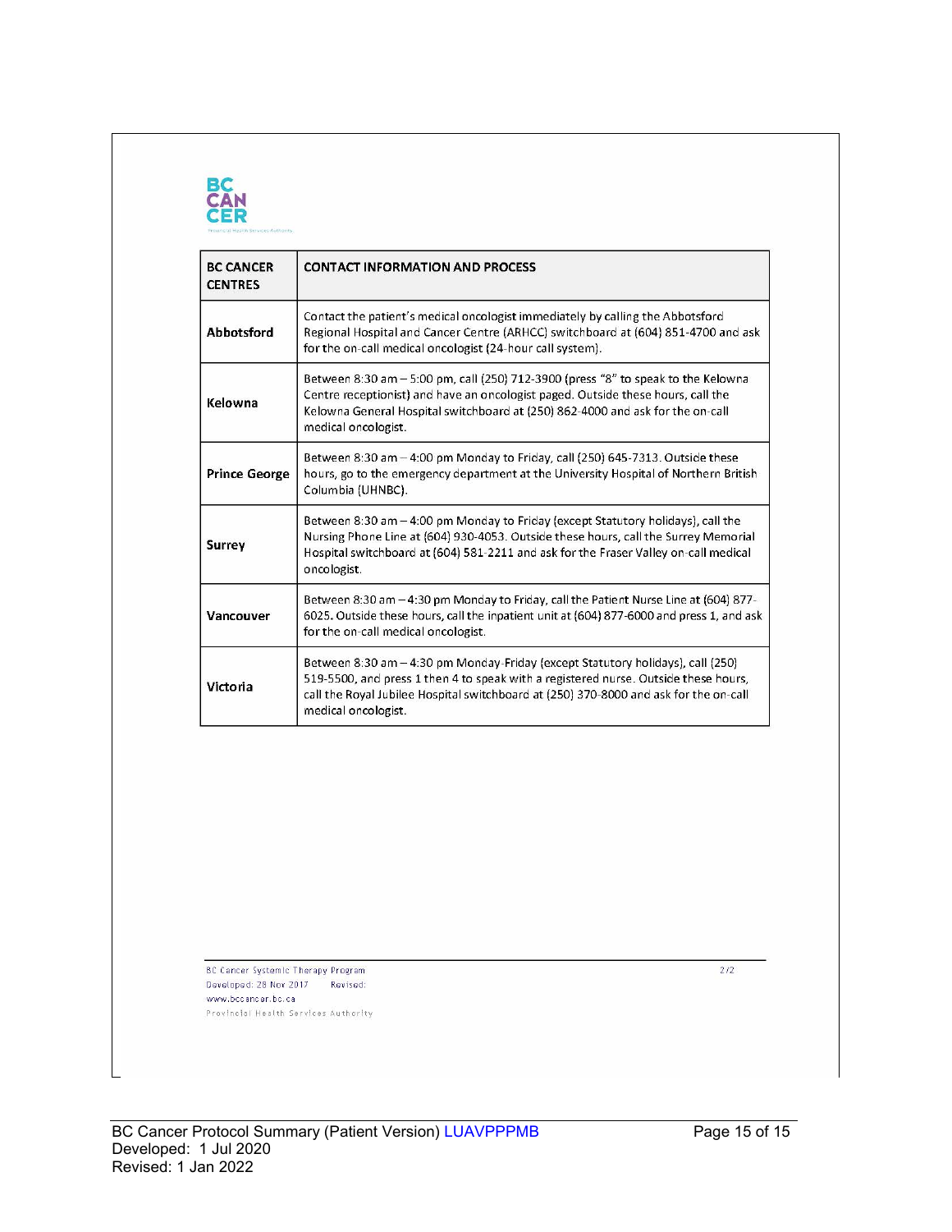| BC CANCER CENTRES | CONTACT INFORMATION AND PROCESS |
|---|---|
| **Abbotsford** | Contact the patient's medical oncologist immediately by calling the Abbotsford Regional Hospital and Cancer Centre (ARHCC) switchboard at (604) 851-4700 and ask for the on-call medical oncologist (24-hour call system). |
| **Kelowna** | Between 8:30 am – 5:00 pm, call (250) 712-3900 (press "8" to speak to the Kelowna Centre receptionist) and have an oncologist paged. Outside these hours, call the Kelowna General Hospital switchboard at (250) 862-4000 and ask for the on-call medical oncologist. |
| **Prince George** | Between 8:30 am – 4:00 pm Monday to Friday, call (250) 645-7313. Outside these hours, go to the emergency department at the University Hospital of Northern British Columbia (UHNBC). |
| **Surrey** | Between 8:30 am – 4:00 pm Monday to Friday (except Statutory holidays), call the Nursing Phone Line at (604) 930-4053. Outside these hours, call the Surrey Memorial Hospital switchboard at (604) 581-2211 and ask for the Fraser Valley on-call medical oncologist. |
| **Vancouver** | Between 8:30 am – 4:30 pm Monday to Friday, call the Patient Nurse Line at (604) 877-6025. Outside these hours, call the inpatient unit at (604) 877-6000 and press 1, and ask for the on-call medical oncologist. |
| **Victoria** | Between 8:30 am – 4:30 pm Monday-Friday (except Statutory holidays), call (250) 519-5500, and press 1 then 4 to speak with a registered nurse. Outside these hours, call the Royal Jubilee Hospital switchboard at (250) 370-8000 and ask for the on-call medical oncologist. |

BC Cancer Systemic Therapy Program
Developed: 28 Nov 2017 Revised:
www.bccancer.bc.ca
Provincial Health Services Authority